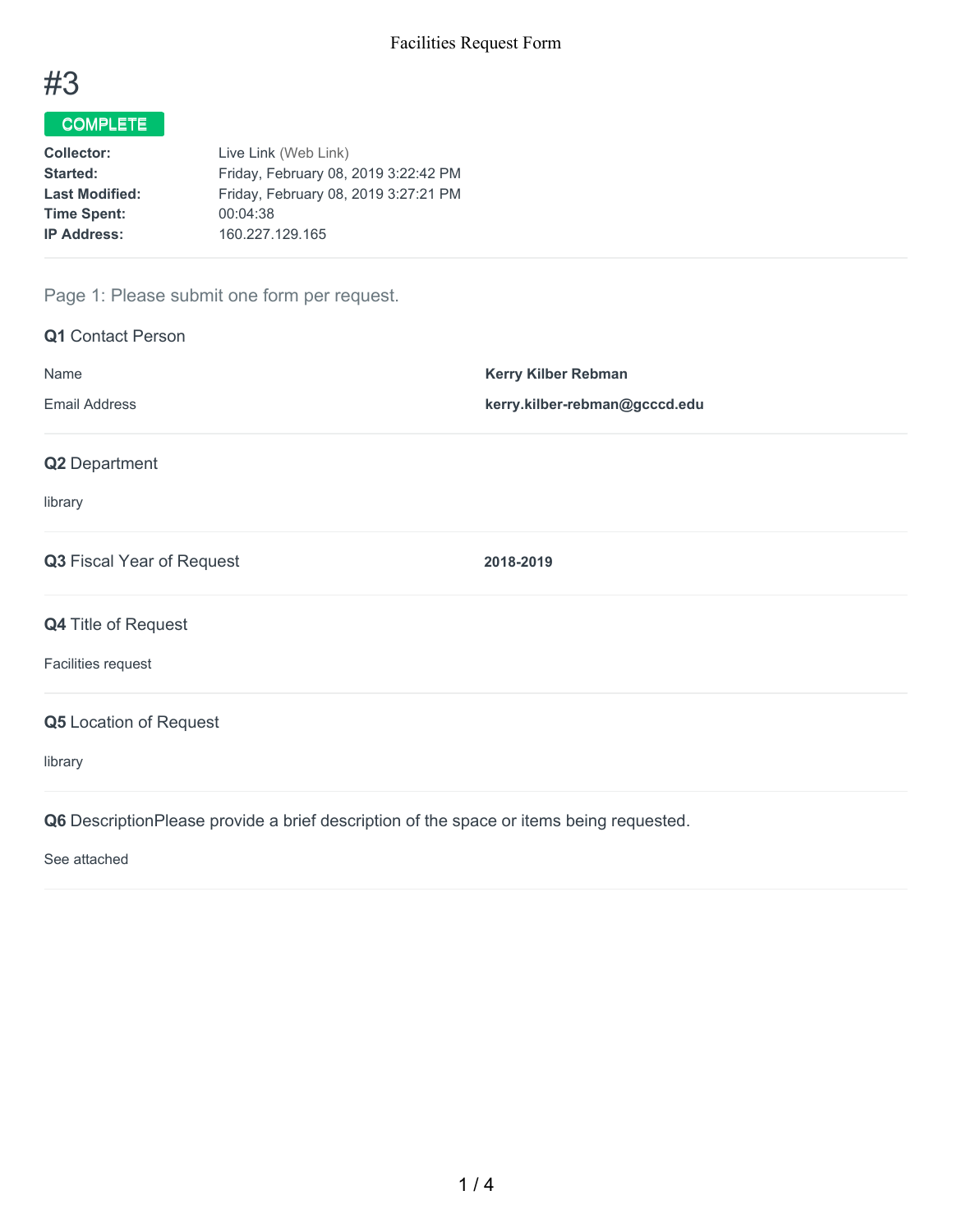# #3

**COMPLETE**

**Collector:** Live Link (Web Link)
**Started:** Friday, February 08, 2019 3:22:42 PM
**Last Modified:** Friday, February 08, 2019 3:27:21 PM
**Time Spent:** 00:04:38
**IP Address:** 160.227.129.165

## Page 1: Please submit one form per request.

### Q1 Contact Person

| | |
|---|---|
| Name | **Kerry Kilber Rebman** |
| Email Address | **kerry.kilber-rebman@gcccd.edu** |

### Q2 Department

library

### Q3 Fiscal Year of Request

**2018-2019**

### Q4 Title of Request

Facilities request

### Q5 Location of Request

library

### Q6 DescriptionPlease provide a brief description of the space or items being requested.

See attached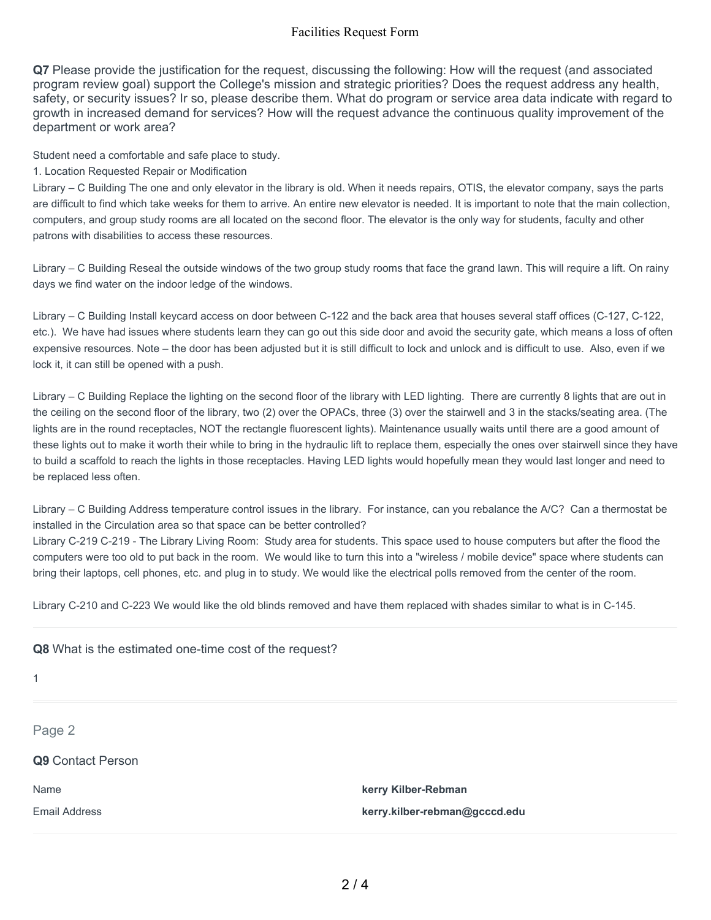**Q7** Please provide the justification for the request, discussing the following: How will the request (and associated program review goal) support the College's mission and strategic priorities? Does the request address any health, safety, or security issues? Ir so, please describe them. What do program or service area data indicate with regard to growth in increased demand for services? How will the request advance the continuous quality improvement of the department or work area?

Student need a comfortable and safe place to study.

1. Location Requested Repair or Modification

Library – C Building The one and only elevator in the library is old. When it needs repairs, OTIS, the elevator company, says the parts are difficult to find which take weeks for them to arrive. An entire new elevator is needed. It is important to note that the main collection, computers, and group study rooms are all located on the second floor. The elevator is the only way for students, faculty and other patrons with disabilities to access these resources.

Library – C Building Reseal the outside windows of the two group study rooms that face the grand lawn. This will require a lift. On rainy days we find water on the indoor ledge of the windows.

Library – C Building Install keycard access on door between C-122 and the back area that houses several staff offices (C-127, C-122, etc.). We have had issues where students learn they can go out this side door and avoid the security gate, which means a loss of often expensive resources. Note – the door has been adjusted but it is still difficult to lock and unlock and is difficult to use. Also, even if we lock it, it can still be opened with a push.

Library – C Building Replace the lighting on the second floor of the library with LED lighting. There are currently 8 lights that are out in the ceiling on the second floor of the library, two (2) over the OPACs, three (3) over the stairwell and 3 in the stacks/seating area. (The lights are in the round receptacles, NOT the rectangle fluorescent lights). Maintenance usually waits until there are a good amount of these lights out to make it worth their while to bring in the hydraulic lift to replace them, especially the ones over stairwell since they have to build a scaffold to reach the lights in those receptacles. Having LED lights would hopefully mean they would last longer and need to be replaced less often.

Library – C Building Address temperature control issues in the library. For instance, can you rebalance the A/C? Can a thermostat be installed in the Circulation area so that space can be better controlled?

Library C-219 C-219 - The Library Living Room: Study area for students. This space used to house computers but after the flood the computers were too old to put back in the room. We would like to turn this into a "wireless / mobile device" space where students can bring their laptops, cell phones, etc. and plug in to study. We would like the electrical polls removed from the center of the room.

Library C-210 and C-223 We would like the old blinds removed and have them replaced with shades similar to what is in C-145.

**Q8** What is the estimated one-time cost of the request?

1

## Page 2

**Q9** Contact Person

| | |
|---|---|
| Name | **kerry Kilber-Rebman** |
| Email Address | **kerry.kilber-rebman@gcccd.edu** |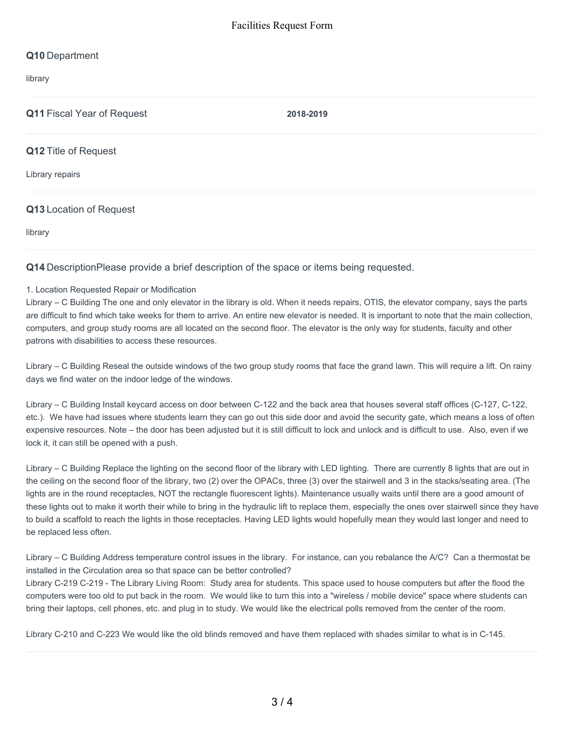**Q10** Department

library

**Q11** Fiscal Year of Request **2018-2019**

**Q12** Title of Request

Library repairs

**Q13** Location of Request

library

**Q14** DescriptionPlease provide a brief description of the space or items being requested.

1. Location Requested Repair or Modification
Library – C Building The one and only elevator in the library is old. When it needs repairs, OTIS, the elevator company, says the parts are difficult to find which take weeks for them to arrive. An entire new elevator is needed. It is important to note that the main collection, computers, and group study rooms are all located on the second floor. The elevator is the only way for students, faculty and other patrons with disabilities to access these resources.

Library – C Building Reseal the outside windows of the two group study rooms that face the grand lawn. This will require a lift. On rainy days we find water on the indoor ledge of the windows.

Library – C Building Install keycard access on door between C-122 and the back area that houses several staff offices (C-127, C-122, etc.). We have had issues where students learn they can go out this side door and avoid the security gate, which means a loss of often expensive resources. Note – the door has been adjusted but it is still difficult to lock and unlock and is difficult to use. Also, even if we lock it, it can still be opened with a push.

Library – C Building Replace the lighting on the second floor of the library with LED lighting. There are currently 8 lights that are out in the ceiling on the second floor of the library, two (2) over the OPACs, three (3) over the stairwell and 3 in the stacks/seating area. (The lights are in the round receptacles, NOT the rectangle fluorescent lights). Maintenance usually waits until there are a good amount of these lights out to make it worth their while to bring in the hydraulic lift to replace them, especially the ones over stairwell since they have to build a scaffold to reach the lights in those receptacles. Having LED lights would hopefully mean they would last longer and need to be replaced less often.

Library – C Building Address temperature control issues in the library. For instance, can you rebalance the A/C? Can a thermostat be installed in the Circulation area so that space can be better controlled?
Library C-219 C-219 - The Library Living Room: Study area for students. This space used to house computers but after the flood the computers were too old to put back in the room. We would like to turn this into a "wireless / mobile device" space where students can bring their laptops, cell phones, etc. and plug in to study. We would like the electrical polls removed from the center of the room.

Library C-210 and C-223 We would like the old blinds removed and have them replaced with shades similar to what is in C-145.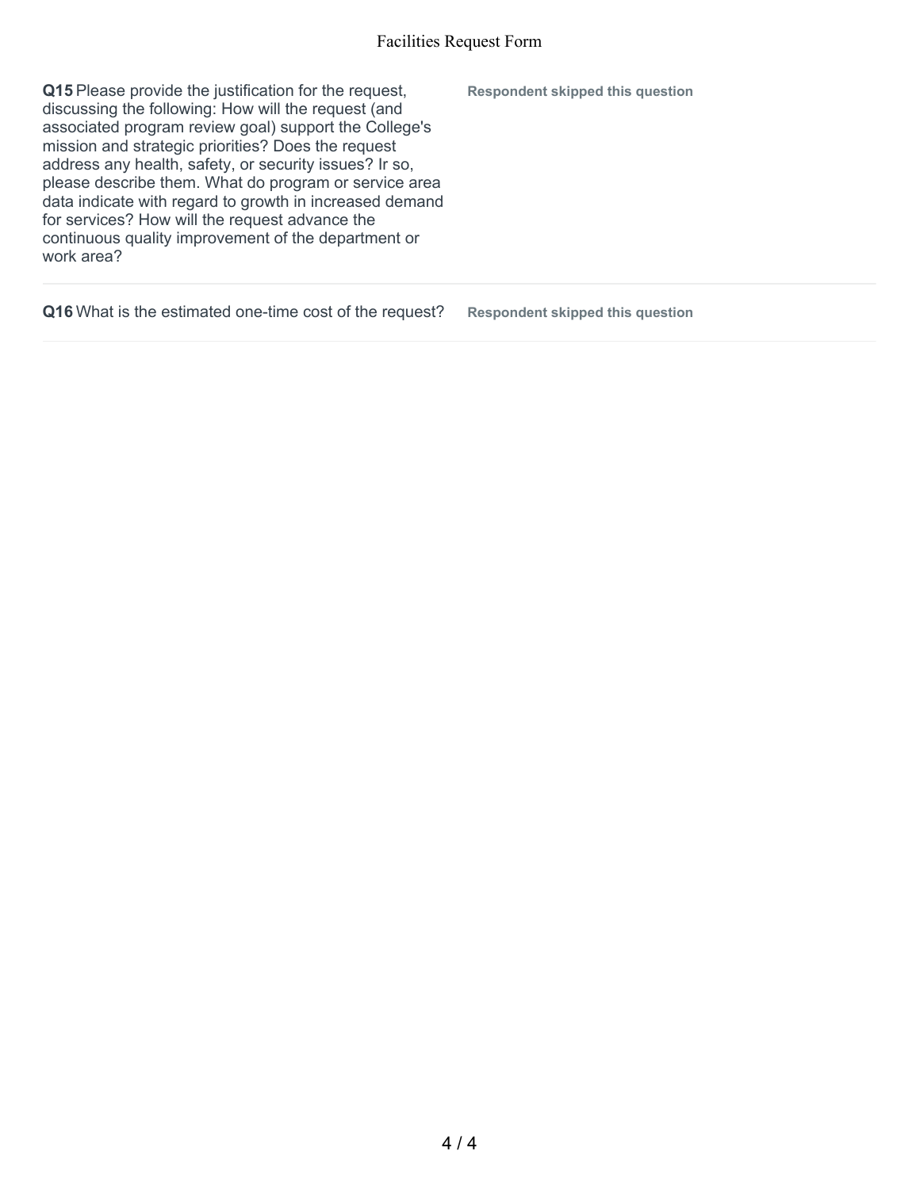**Q15** Please provide the justification for the request, discussing the following: How will the request (and associated program review goal) support the College's mission and strategic priorities? Does the request address any health, safety, or security issues? Ir so, please describe them. What do program or service area data indicate with regard to growth in increased demand for services? How will the request advance the continuous quality improvement of the department or work area?

**Respondent skipped this question**

**Q16** What is the estimated one-time cost of the request?

**Respondent skipped this question**